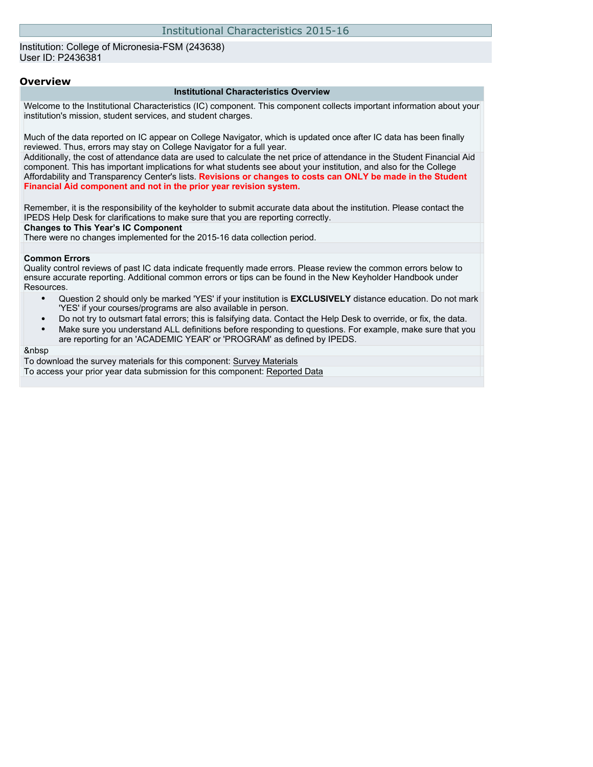# Institutional Characteristics 2015-16

Institution: College of Micronesia-FSM (243638)
User ID: P2436381

## Overview

### Institutional Characteristics Overview

Welcome to the Institutional Characteristics (IC) component. This component collects important information about your institution's mission, student services, and student charges.

Much of the data reported on IC appear on College Navigator, which is updated once after IC data has been finally reviewed. Thus, errors may stay on College Navigator for a full year.

Additionally, the cost of attendance data are used to calculate the net price of attendance in the Student Financial Aid component. This has important implications for what students see about your institution, and also for the College Affordability and Transparency Center's lists. **Revisions or changes to costs can ONLY be made in the Student Financial Aid component and not in the prior year revision system.**

Remember, it is the responsibility of the keyholder to submit accurate data about the institution. Please contact the IPEDS Help Desk for clarifications to make sure that you are reporting correctly.

**Changes to This Year's IC Component**
There were no changes implemented for the 2015-16 data collection period.

**Common Errors**
Quality control reviews of past IC data indicate frequently made errors. Please review the common errors below to ensure accurate reporting. Additional common errors or tips can be found in the New Keyholder Handbook under Resources.

- Question 2 should only be marked 'YES' if your institution is **EXCLUSIVELY** distance education. Do not mark 'YES' if your courses/programs are also available in person.
- Do not try to outsmart fatal errors; this is falsifying data. Contact the Help Desk to override, or fix, the data.
- Make sure you understand ALL definitions before responding to questions. For example, make sure that you are reporting for an 'ACADEMIC YEAR' or 'PROGRAM' as defined by IPEDS.

&nbsp

To download the survey materials for this component: Survey Materials
To access your prior year data submission for this component: Reported Data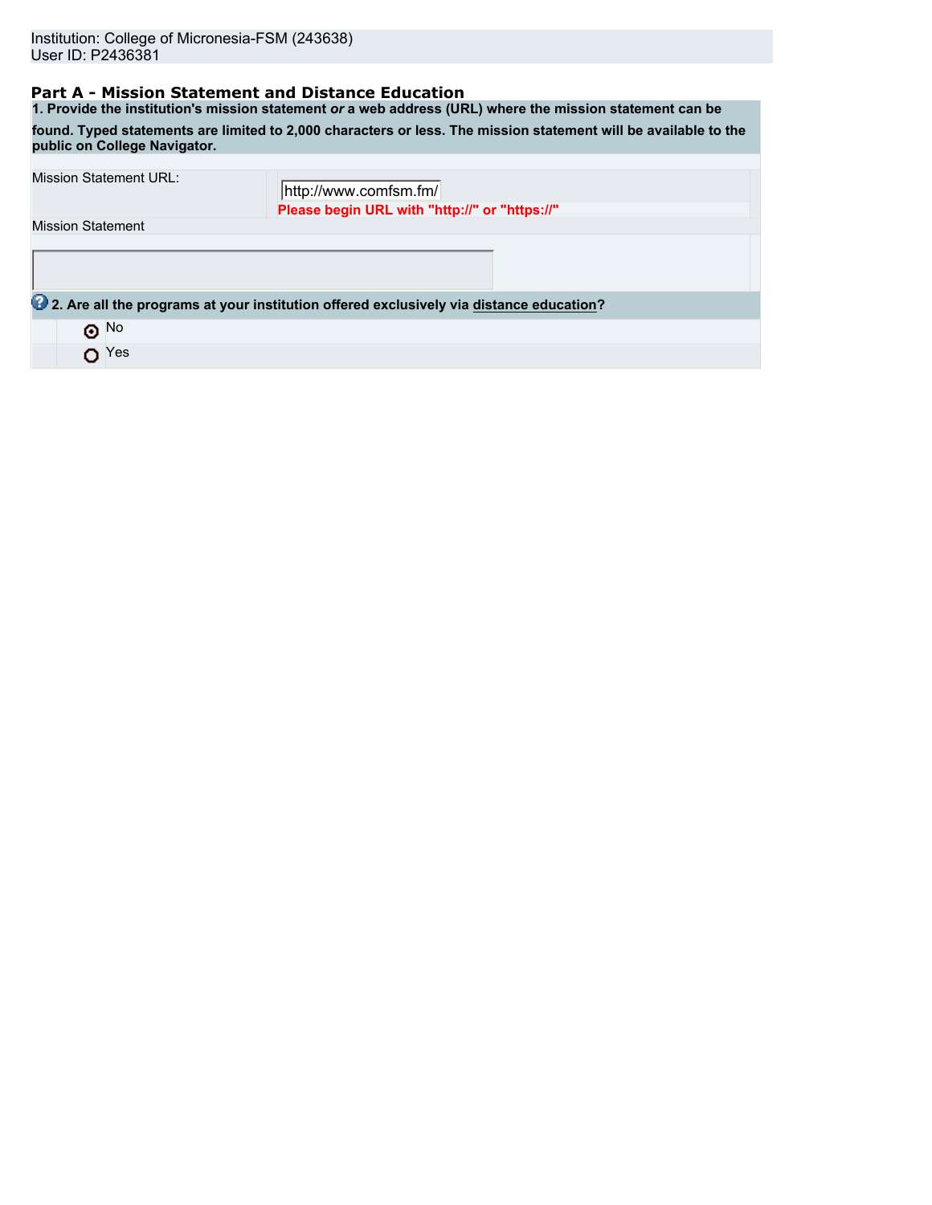Institution: College of Micronesia-FSM (243638)
User ID: P2436381

## Part A - Mission Statement and Distance Education

**1. Provide the institution's mission statement *or* a web address (URL) where the mission statement can be found. Typed statements are limited to 2,000 characters or less. The mission statement will be available to the public on College Navigator.**

| | |
|---|---|
| Mission Statement URL: | http://www.comfsm.fm/ <br> **Please begin URL with "http://" or "https://"** |
| Mission Statement | |

**2. Are all the programs at your institution offered exclusively via distance education?**

- (•) No
- ( ) Yes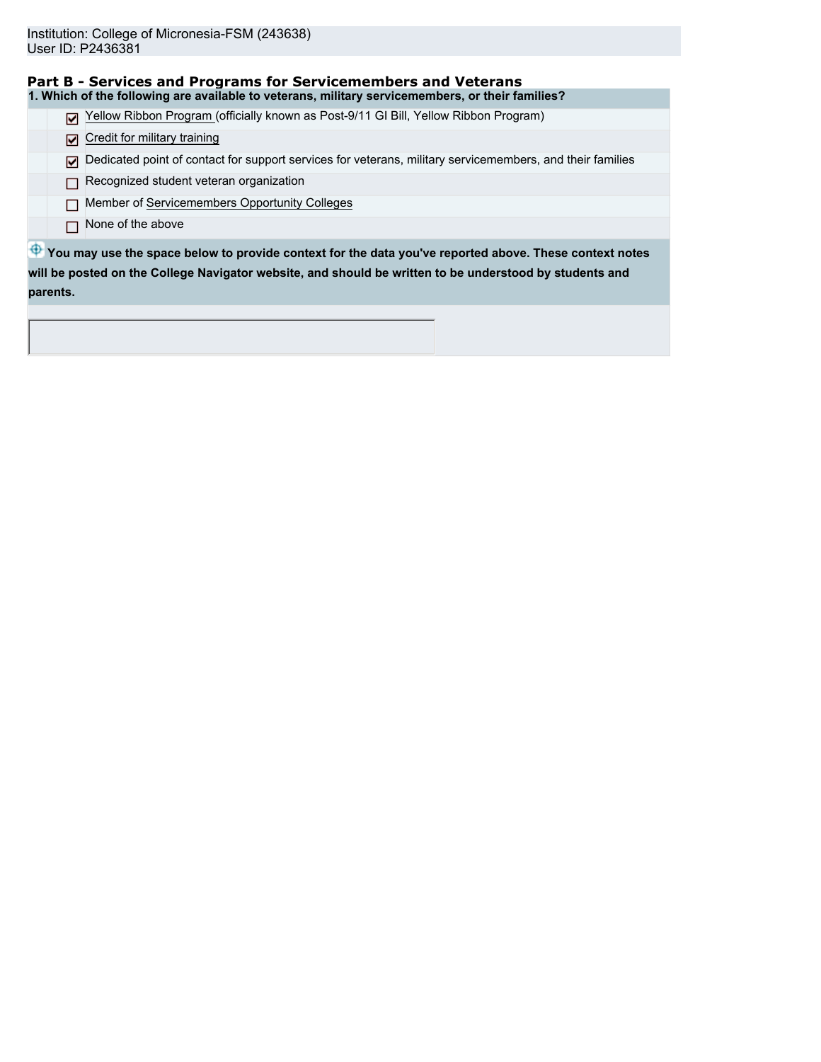Institution: College of Micronesia-FSM (243638)
User ID: P2436381

## Part B - Services and Programs for Servicemembers and Veterans

**1. Which of the following are available to veterans, military servicemembers, or their families?**

- [x] Yellow Ribbon Program (officially known as Post-9/11 GI Bill, Yellow Ribbon Program)
- [x] Credit for military training
- [x] Dedicated point of contact for support services for veterans, military servicemembers, and their families
- [ ] Recognized student veteran organization
- [ ] Member of Servicemembers Opportunity Colleges
- [ ] None of the above

**You may use the space below to provide context for the data you've reported above. These context notes will be posted on the College Navigator website, and should be written to be understood by students and parents.**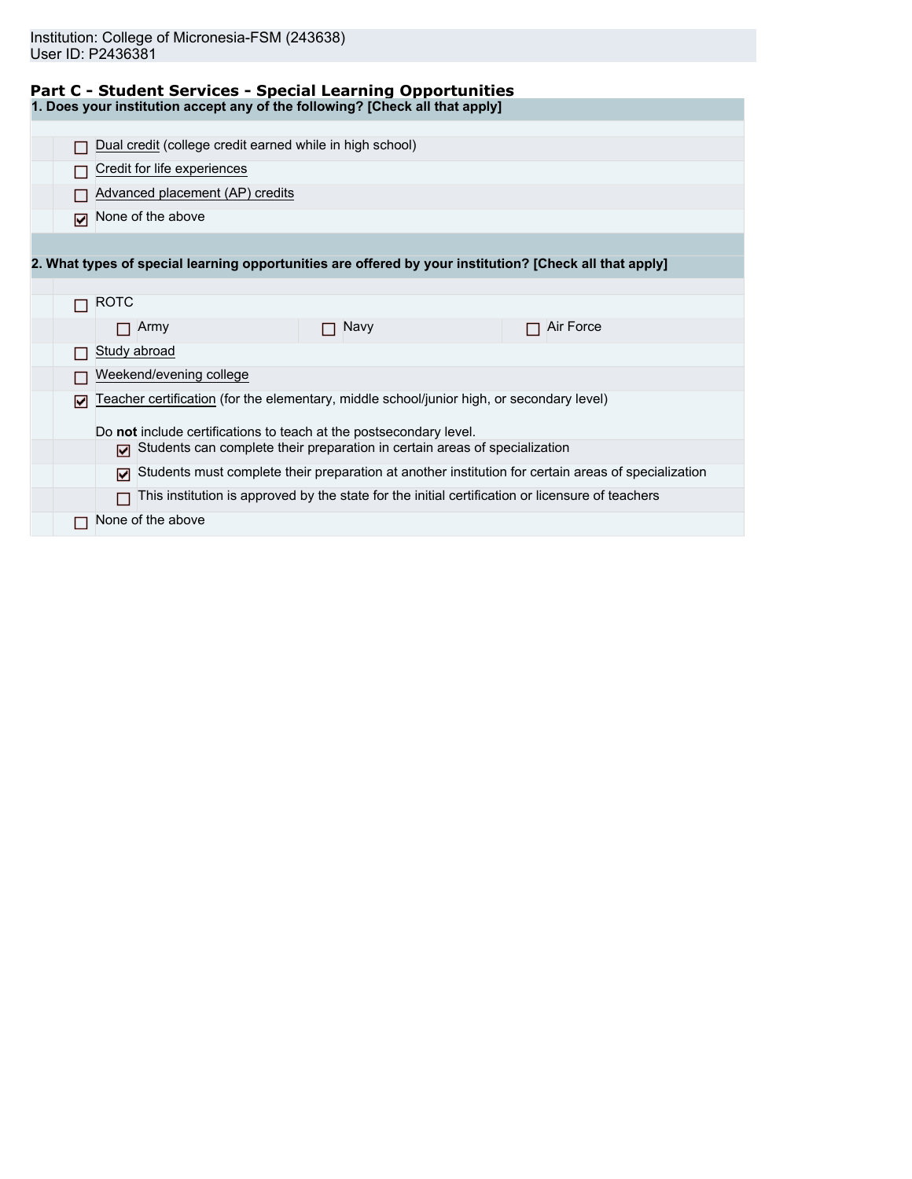Institution: College of Micronesia-FSM (243638)
User ID: P2436381

## Part C - Student Services - Special Learning Opportunities

**1. Does your institution accept any of the following? [Check all that apply]**

- ☐ Dual credit (college credit earned while in high school)
- ☐ Credit for life experiences
- ☐ Advanced placement (AP) credits
- ☑ None of the above

**2. What types of special learning opportunities are offered by your institution? [Check all that apply]**

- ☐ ROTC
  - ☐ Army
  - ☐ Navy
  - ☐ Air Force
- ☐ Study abroad
- ☐ Weekend/evening college
- ☑ Teacher certification (for the elementary, middle school/junior high, or secondary level)

  Do **not** include certifications to teach at the postsecondary level.
  - ☑ Students can complete their preparation in certain areas of specialization
  - ☑ Students must complete their preparation at another institution for certain areas of specialization
  - ☐ This institution is approved by the state for the initial certification or licensure of teachers
- ☐ None of the above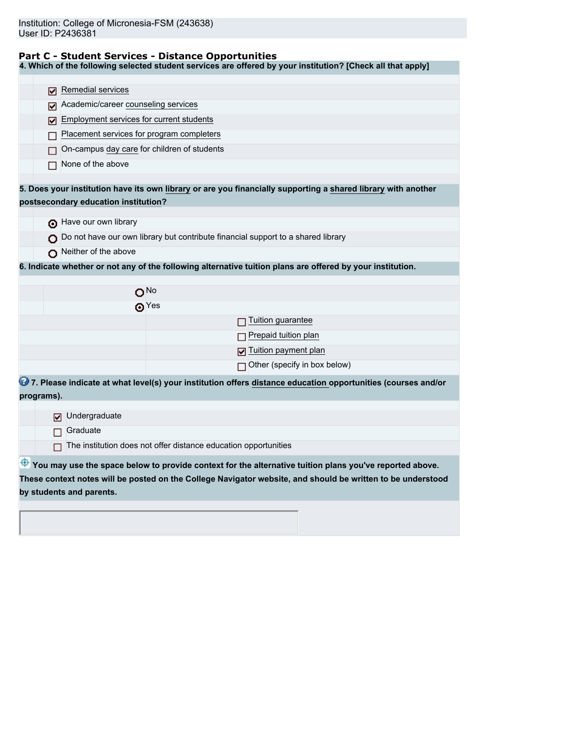Institution: College of Micronesia-FSM (243638)
User ID: P2436381

## Part C - Student Services - Distance Opportunities

**4. Which of the following selected student services are offered by your institution? [Check all that apply]**

- [x] Remedial services
- [x] Academic/career counseling services
- [x] Employment services for current students
- [ ] Placement services for program completers
- [ ] On-campus day care for children of students
- [ ] None of the above

**5. Does your institution have its own library or are you financially supporting a shared library with another postsecondary education institution?**

- (•) Have our own library
- ( ) Do not have our own library but contribute financial support to a shared library
- ( ) Neither of the above

**6. Indicate whether or not any of the following alternative tuition plans are offered by your institution.**

- ( ) No
- (•) Yes
  - [ ] Tuition guarantee
  - [ ] Prepaid tuition plan
  - [x] Tuition payment plan
  - [ ] Other (specify in box below)

**7. Please indicate at what level(s) your institution offers distance education opportunities (courses and/or programs).**

- [x] Undergraduate
- [ ] Graduate
- [ ] The institution does not offer distance education opportunities

**You may use the space below to provide context for the alternative tuition plans you've reported above. These context notes will be posted on the College Navigator website, and should be written to be understood by students and parents.**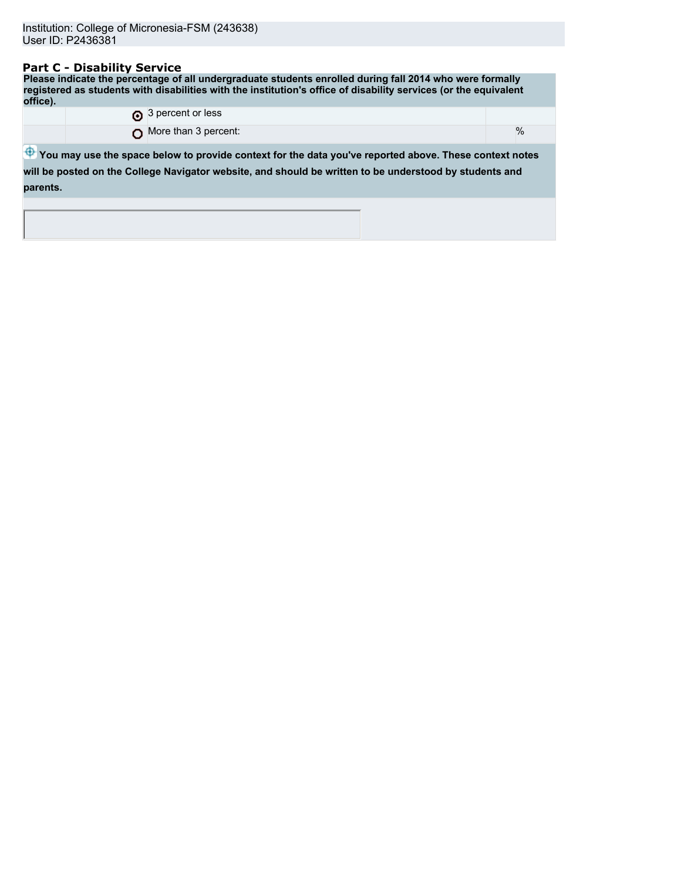Institution: College of Micronesia-FSM (243638)
User ID: P2436381

## Part C - Disability Service

**Please indicate the percentage of all undergraduate students enrolled during fall 2014 who were formally registered as students with disabilities with the institution's office of disability services (or the equivalent office).**

| | | | |
|---|---|---|---|
| | ◉ 3 percent or less | | |
| | ○ More than 3 percent: | | % |

**You may use the space below to provide context for the data you've reported above. These context notes will be posted on the College Navigator website, and should be written to be understood by students and parents.**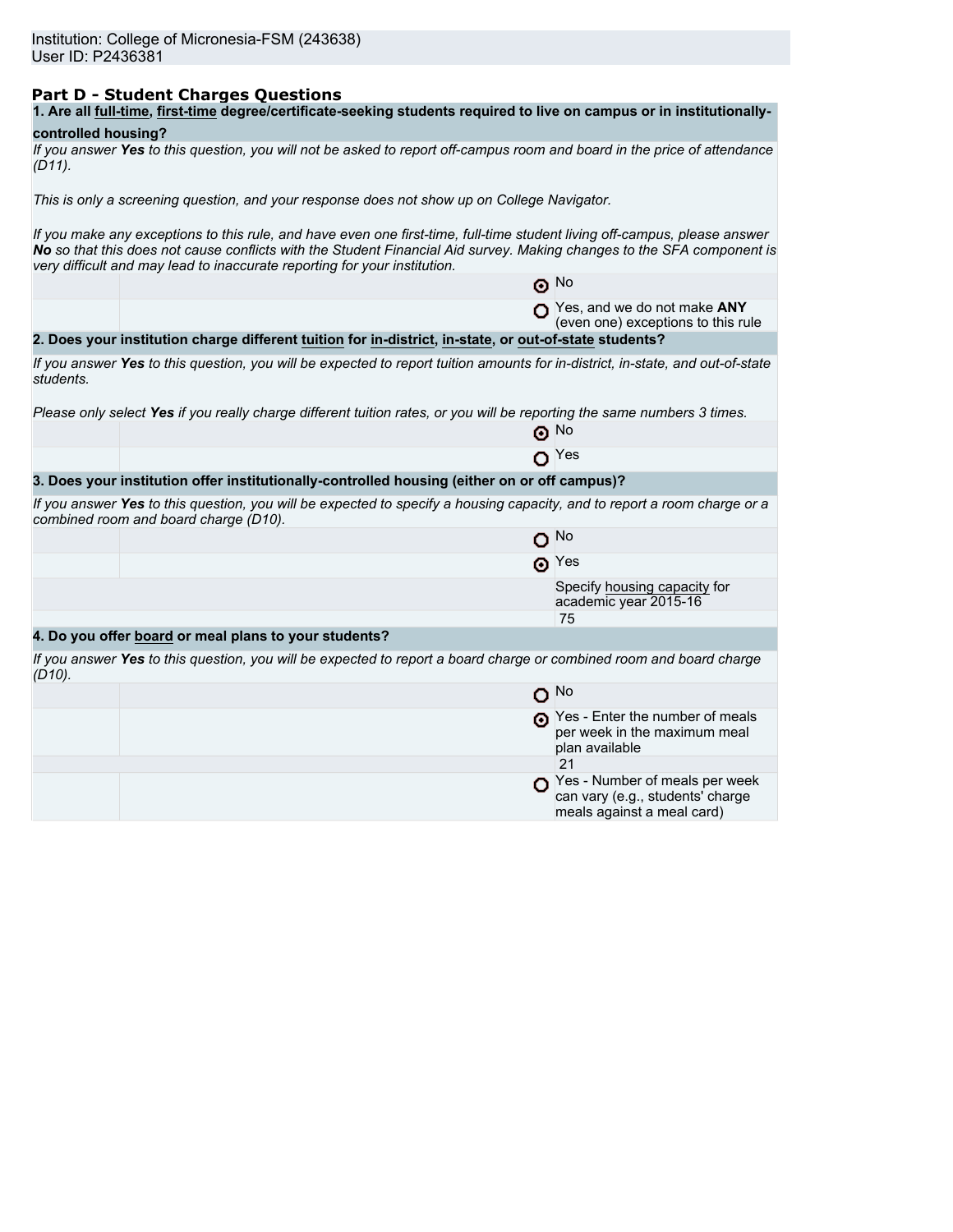Institution: College of Micronesia-FSM (243638)
User ID: P2436381

## Part D - Student Charges Questions

**1. Are all full-time, first-time degree/certificate-seeking students required to live on campus or in institutionally-controlled housing?**

*If you answer **Yes** to this question, you will not be asked to report off-campus room and board in the price of attendance (D11).*

*This is only a screening question, and your response does not show up on College Navigator.*

*If you make any exceptions to this rule, and have even one first-time, full-time student living off-campus, please answer **No** so that this does not cause conflicts with the Student Financial Aid survey. Making changes to the SFA component is very difficult and may lead to inaccurate reporting for your institution.*

- (●) No
- ( ) Yes, and we do not make **ANY** (even one) exceptions to this rule

**2. Does your institution charge different tuition for in-district, in-state, or out-of-state students?**

*If you answer **Yes** to this question, you will be expected to report tuition amounts for in-district, in-state, and out-of-state students.*

*Please only select **Yes** if you really charge different tuition rates, or you will be reporting the same numbers 3 times.*

- (●) No
- ( ) Yes

**3. Does your institution offer institutionally-controlled housing (either on or off campus)?**

*If you answer **Yes** to this question, you will be expected to specify a housing capacity, and to report a room charge or a combined room and board charge (D10).*

- ( ) No
- (●) Yes

Specify housing capacity for academic year 2015-16
75

**4. Do you offer board or meal plans to your students?**

*If you answer **Yes** to this question, you will be expected to report a board charge or combined room and board charge (D10).*

- ( ) No
- (●) Yes - Enter the number of meals per week in the maximum meal plan available
  21
- ( ) Yes - Number of meals per week can vary (e.g., students' charge meals against a meal card)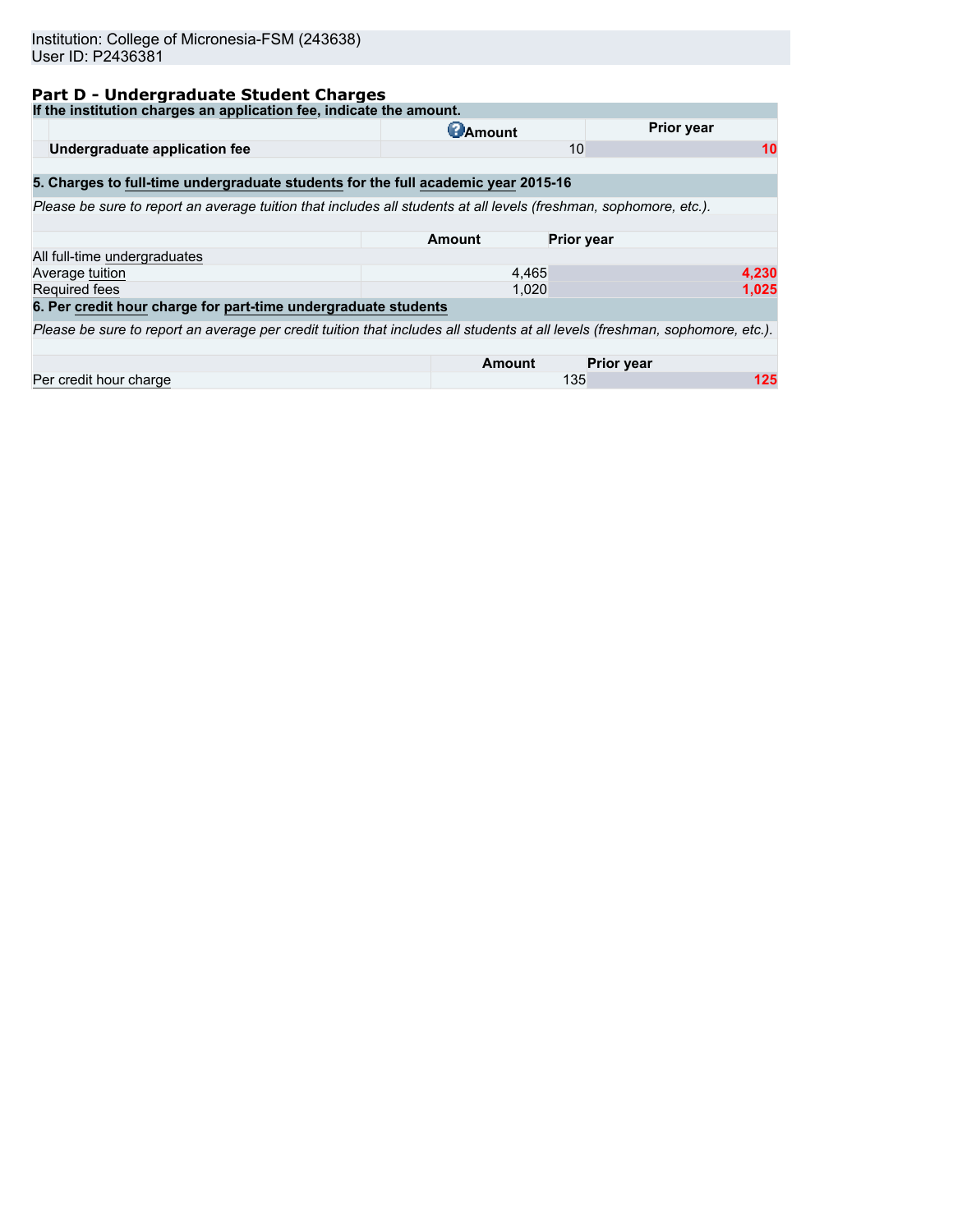Institution: College of Micronesia-FSM (243638)
User ID: P2436381

## Part D - Undergraduate Student Charges

**If the institution charges an application fee, indicate the amount.**

| | Amount | Prior year |
|---|---|---|
| **Undergraduate application fee** | 10 | 10 |

**5. Charges to full-time undergraduate students for the full academic year 2015-16**

*Please be sure to report an average tuition that includes all students at all levels (freshman, sophomore, etc.).*

| | Amount | Prior year |
|---|---|---|
| All full-time undergraduates | | |
| Average tuition | 4,465 | 4,230 |
| Required fees | 1,020 | 1,025 |

**6. Per credit hour charge for part-time undergraduate students**

*Please be sure to report an average per credit tuition that includes all students at all levels (freshman, sophomore, etc.).*

| | Amount | Prior year |
|---|---|---|
| Per credit hour charge | 135 | 125 |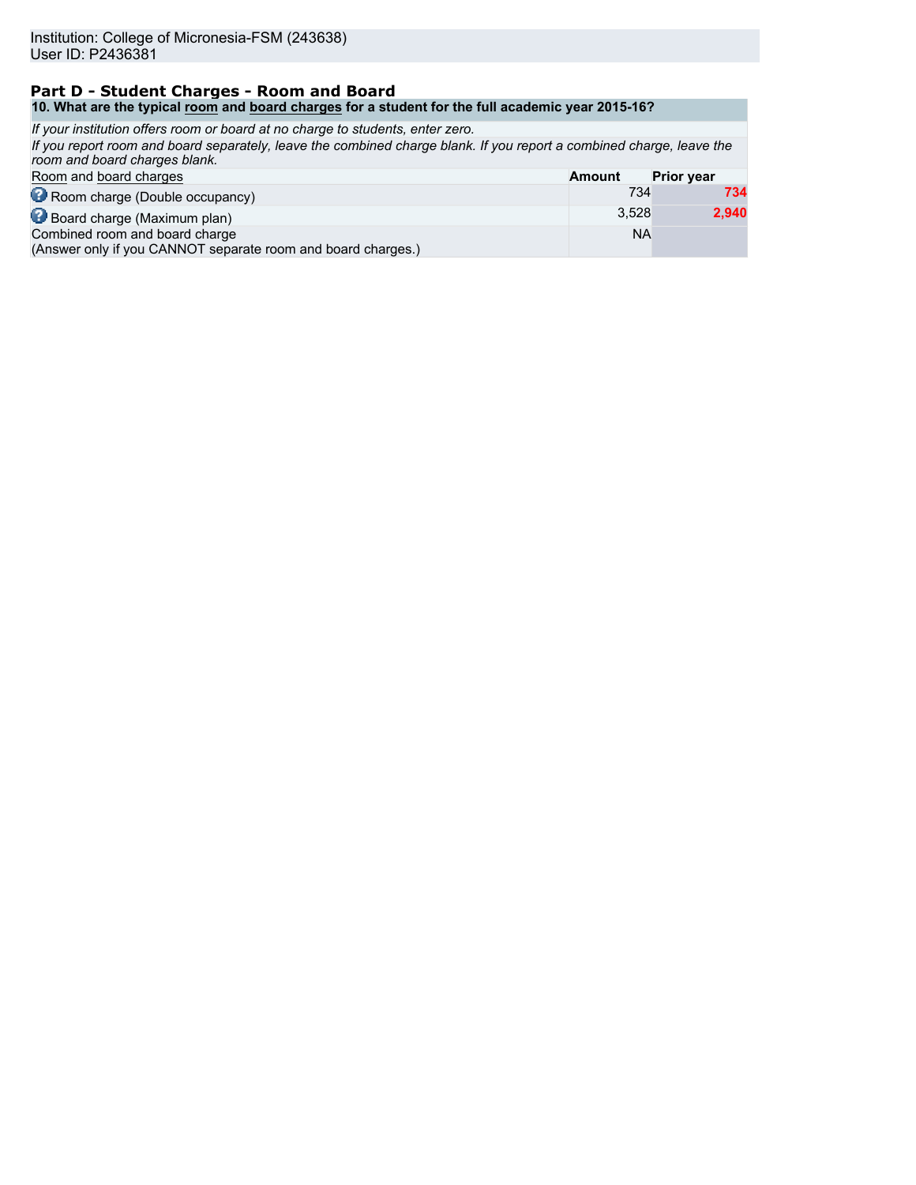Institution: College of Micronesia-FSM (243638)
User ID: P2436381

## Part D - Student Charges - Room and Board

| 10. What are the typical room and board charges for a student for the full academic year 2015-16? | | |
|---|---|---|
| *If your institution offers room or board at no charge to students, enter zero.* | | |
| *If you report room and board separately, leave the combined charge blank. If you report a combined charge, leave the room and board charges blank.* | | |
| Room and board charges | **Amount** | **Prior year** |
| Room charge (Double occupancy) | 734 | **734** |
| Board charge (Maximum plan) | 3,528 | **2,940** |
| Combined room and board charge (Answer only if you CANNOT separate room and board charges.) | NA | |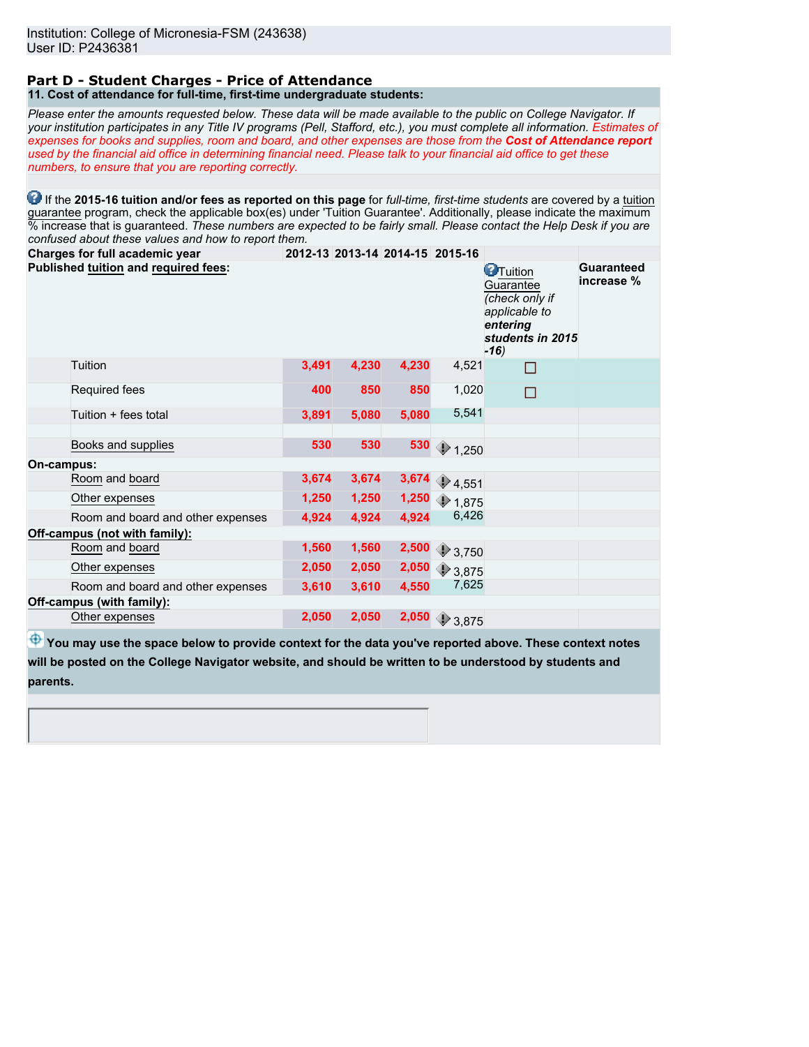Institution: College of Micronesia-FSM (243638)
User ID: P2436381

## Part D - Student Charges - Price of Attendance

**11. Cost of attendance for full-time, first-time undergraduate students:**

*Please enter the amounts requested below. These data will be made available to the public on College Navigator. If your institution participates in any Title IV programs (Pell, Stafford, etc.), you must complete all information. Estimates of expenses for books and supplies, room and board, and other expenses are those from the **Cost of Attendance report** used by the financial aid office in determining financial need. Please talk to your financial aid office to get these numbers, to ensure that you are reporting correctly.*

If the **2015-16 tuition and/or fees as reported on this page** for *full-time, first-time students* are covered by a tuition guarantee program, check the applicable box(es) under 'Tuition Guarantee'. Additionally, please indicate the maximum % increase that is guaranteed. *These numbers are expected to be fairly small. Please contact the Help Desk if you are confused about these values and how to report them.*

| Charges for full academic year | 2012-13 | 2013-14 | 2014-15 | 2015-16 | Tuition Guarantee (*check only if applicable to **entering students in 2015-16***) | Guaranteed increase % |
|---|---|---|---|---|---|---|
| **Published tuition and required fees:** | | | | | | |
| Tuition | 3,491 | 4,230 | 4,230 | 4,521 | ☐ | |
| Required fees | 400 | 850 | 850 | 1,020 | ☐ | |
| Tuition + fees total | 3,891 | 5,080 | 5,080 | 5,541 | | |
| Books and supplies | 530 | 530 | 530 | 1,250 | | |
| **On-campus:** | | | | | | |
| Room and board | 3,674 | 3,674 | 3,674 | 4,551 | | |
| Other expenses | 1,250 | 1,250 | 1,250 | 1,875 | | |
| Room and board and other expenses | 4,924 | 4,924 | 4,924 | 6,426 | | |
| **Off-campus (not with family):** | | | | | | |
| Room and board | 1,560 | 1,560 | 2,500 | 3,750 | | |
| Other expenses | 2,050 | 2,050 | 2,050 | 3,875 | | |
| Room and board and other expenses | 3,610 | 3,610 | 4,550 | 7,625 | | |
| **Off-campus (with family):** | | | | | | |
| Other expenses | 2,050 | 2,050 | 2,050 | 3,875 | | |

**You may use the space below to provide context for the data you've reported above. These context notes will be posted on the College Navigator website, and should be written to be understood by students and parents.**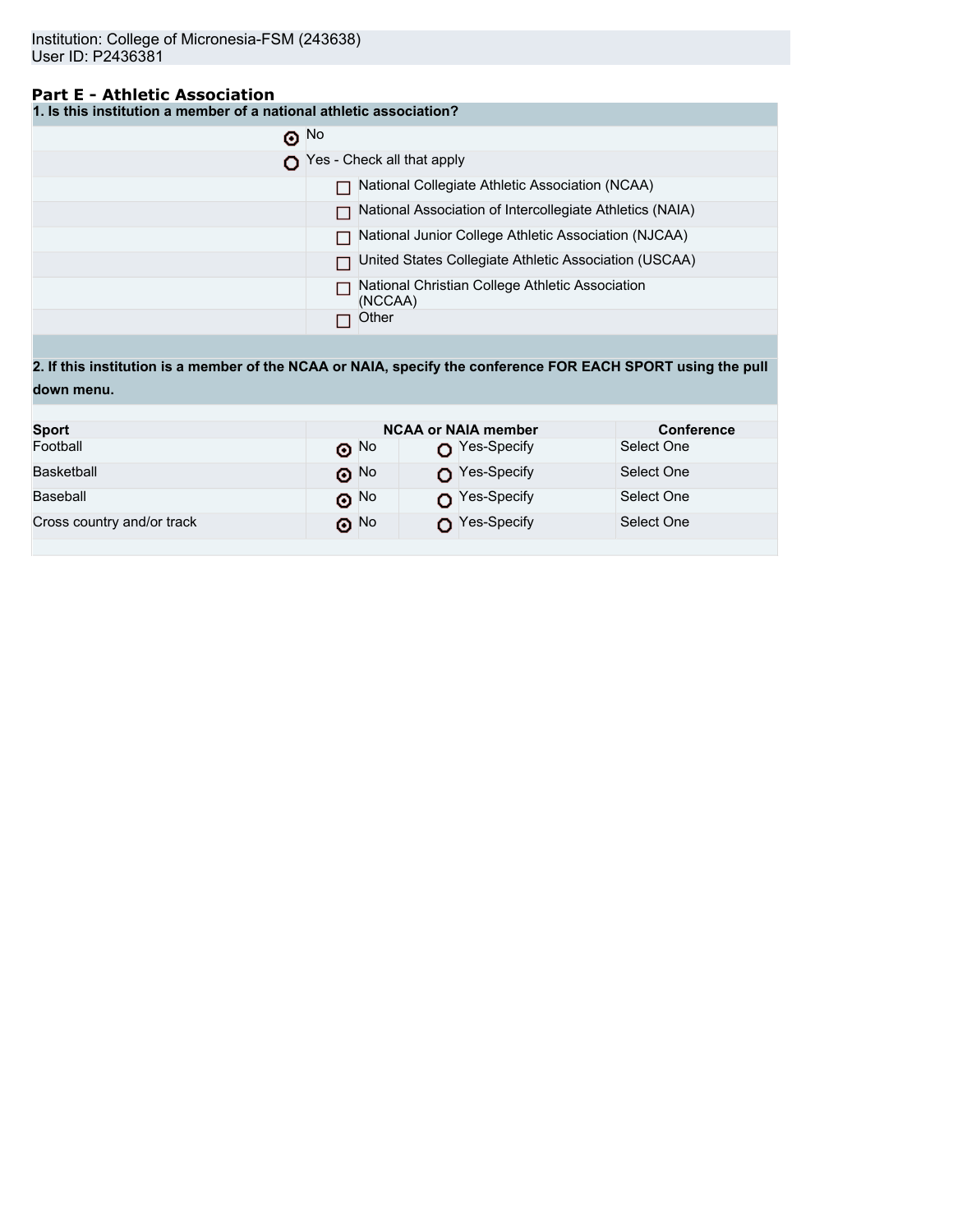Institution: College of Micronesia-FSM (243638)
User ID: P2436381

## Part E - Athletic Association

**1. Is this institution a member of a national athletic association?**

- (●) No
- ( ) Yes - Check all that apply
  - [ ] National Collegiate Athletic Association (NCAA)
  - [ ] National Association of Intercollegiate Athletics (NAIA)
  - [ ] National Junior College Athletic Association (NJCAA)
  - [ ] United States Collegiate Athletic Association (USCAA)
  - [ ] National Christian College Athletic Association (NCCAA)
  - [ ] Other

**2. If this institution is a member of the NCAA or NAIA, specify the conference FOR EACH SPORT using the pull down menu.**

| Sport | NCAA or NAIA member | | Conference |
|---|---|---|---|
| Football | (●) No | ( ) Yes-Specify | Select One |
| Basketball | (●) No | ( ) Yes-Specify | Select One |
| Baseball | (●) No | ( ) Yes-Specify | Select One |
| Cross country and/or track | (●) No | ( ) Yes-Specify | Select One |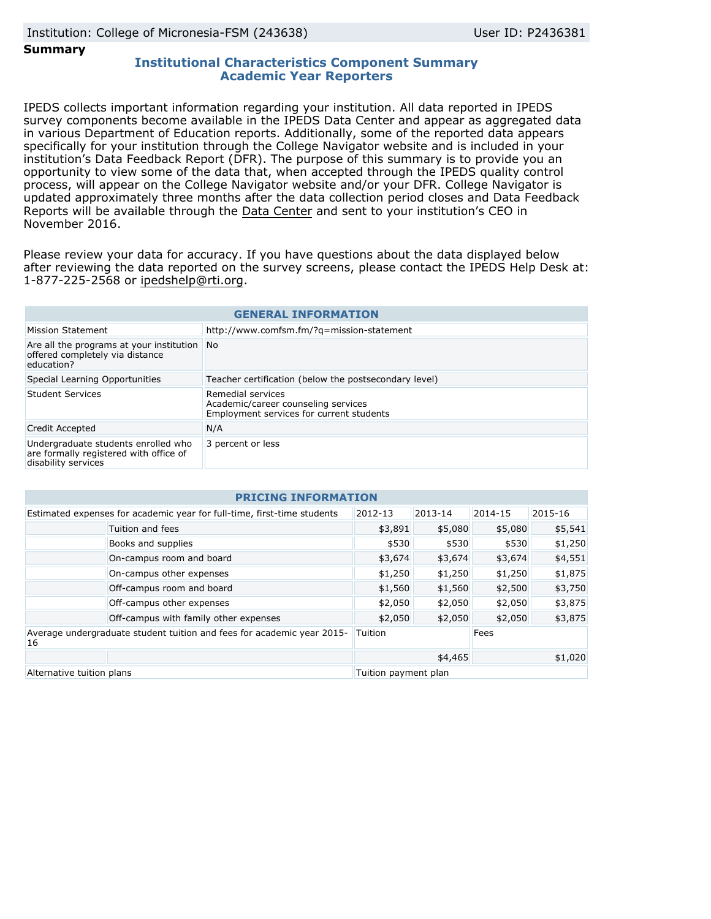Institution: College of Micronesia-FSM (243638) User ID: P2436381

**Summary**

## Institutional Characteristics Component Summary
## Academic Year Reporters

IPEDS collects important information regarding your institution. All data reported in IPEDS survey components become available in the IPEDS Data Center and appear as aggregated data in various Department of Education reports. Additionally, some of the reported data appears specifically for your institution through the College Navigator website and is included in your institution's Data Feedback Report (DFR). The purpose of this summary is to provide you an opportunity to view some of the data that, when accepted through the IPEDS quality control process, will appear on the College Navigator website and/or your DFR. College Navigator is updated approximately three months after the data collection period closes and Data Feedback Reports will be available through the Data Center and sent to your institution's CEO in November 2016.

Please review your data for accuracy. If you have questions about the data displayed below after reviewing the data reported on the survey screens, please contact the IPEDS Help Desk at: 1-877-225-2568 or ipedshelp@rti.org.

| GENERAL INFORMATION | |
|---|---|
| Mission Statement | http://www.comfsm.fm/?q=mission-statement |
| Are all the programs at your institution offered completely via distance education? | No |
| Special Learning Opportunities | Teacher certification (below the postsecondary level) |
| Student Services | Remedial services<br>Academic/career counseling services<br>Employment services for current students |
| Credit Accepted | N/A |
| Undergraduate students enrolled who are formally registered with office of disability services | 3 percent or less |

| PRICING INFORMATION | | | | | |
|---|---|---|---|---|---|
| Estimated expenses for academic year for full-time, first-time students | | 2012-13 | 2013-14 | 2014-15 | 2015-16 |
| | Tuition and fees | $3,891 | $5,080 | $5,080 | $5,541 |
| | Books and supplies | $530 | $530 | $530 | $1,250 |
| | On-campus room and board | $3,674 | $3,674 | $3,674 | $4,551 |
| | On-campus other expenses | $1,250 | $1,250 | $1,250 | $1,875 |
| | Off-campus room and board | $1,560 | $1,560 | $2,500 | $3,750 |
| | Off-campus other expenses | $2,050 | $2,050 | $2,050 | $3,875 |
| | Off-campus with family other expenses | $2,050 | $2,050 | $2,050 | $3,875 |
| Average undergraduate student tuition and fees for academic year 2015-16 | | Tuition | | Fees | |
| | | | $4,465 | | $1,020 |
| Alternative tuition plans | | Tuition payment plan | | | |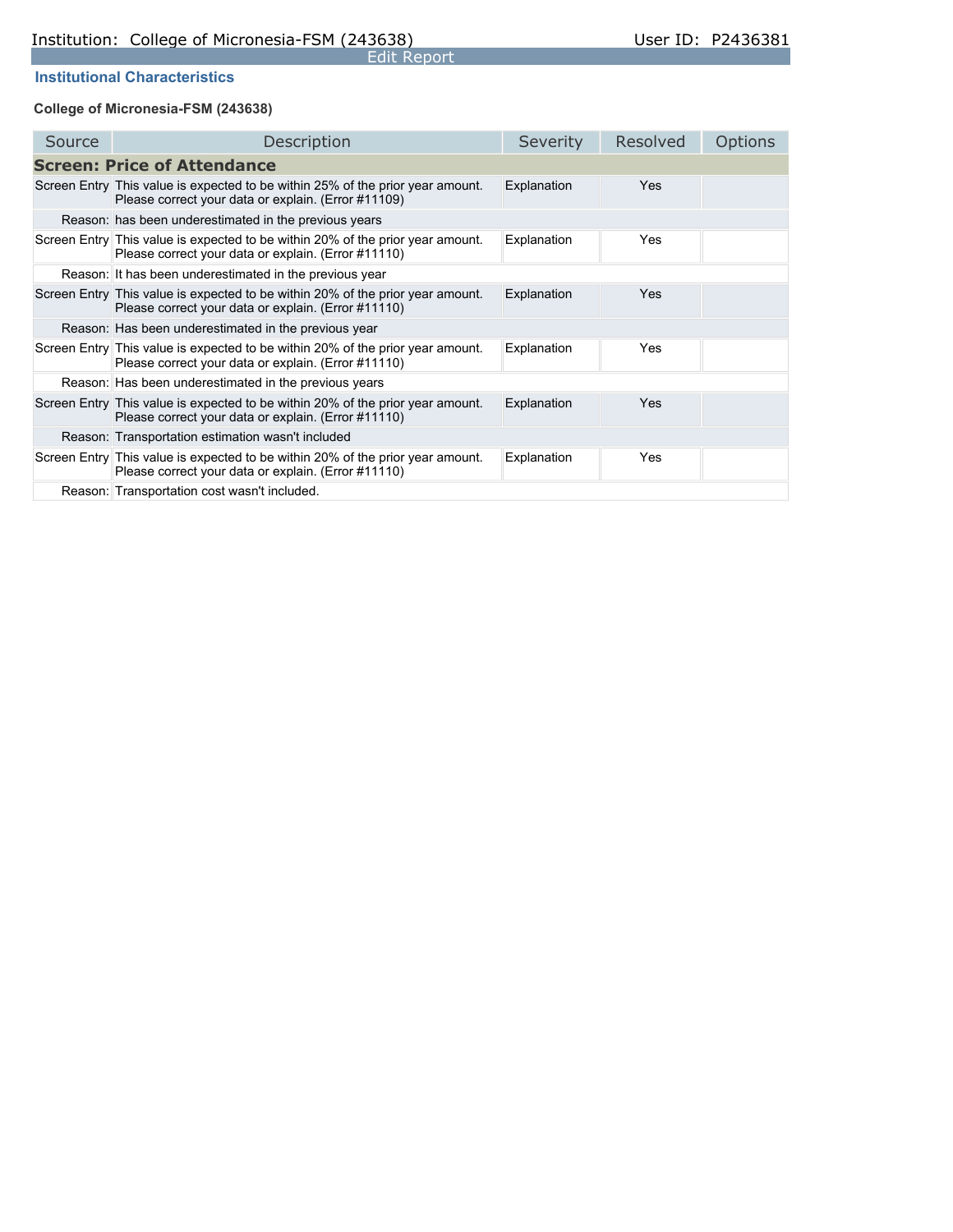Institution: College of Micronesia-FSM (243638) User ID: P2436381

Edit Report

### Institutional Characteristics

**College of Micronesia-FSM (243638)**

| Source | Description | Severity | Resolved | Options |
|---|---|---|---|---|
| **Screen: Price of Attendance** | | | | |
| Screen Entry | This value is expected to be within 25% of the prior year amount. Please correct your data or explain. (Error #11109) | Explanation | Yes | |
| Reason: | has been underestimated in the previous years | | | |
| Screen Entry | This value is expected to be within 20% of the prior year amount. Please correct your data or explain. (Error #11110) | Explanation | Yes | |
| Reason: | It has been underestimated in the previous year | | | |
| Screen Entry | This value is expected to be within 20% of the prior year amount. Please correct your data or explain. (Error #11110) | Explanation | Yes | |
| Reason: | Has been underestimated in the previous year | | | |
| Screen Entry | This value is expected to be within 20% of the prior year amount. Please correct your data or explain. (Error #11110) | Explanation | Yes | |
| Reason: | Has been underestimated in the previous years | | | |
| Screen Entry | This value is expected to be within 20% of the prior year amount. Please correct your data or explain. (Error #11110) | Explanation | Yes | |
| Reason: | Transportation estimation wasn't included | | | |
| Screen Entry | This value is expected to be within 20% of the prior year amount. Please correct your data or explain. (Error #11110) | Explanation | Yes | |
| Reason: | Transportation cost wasn't included. | | | |